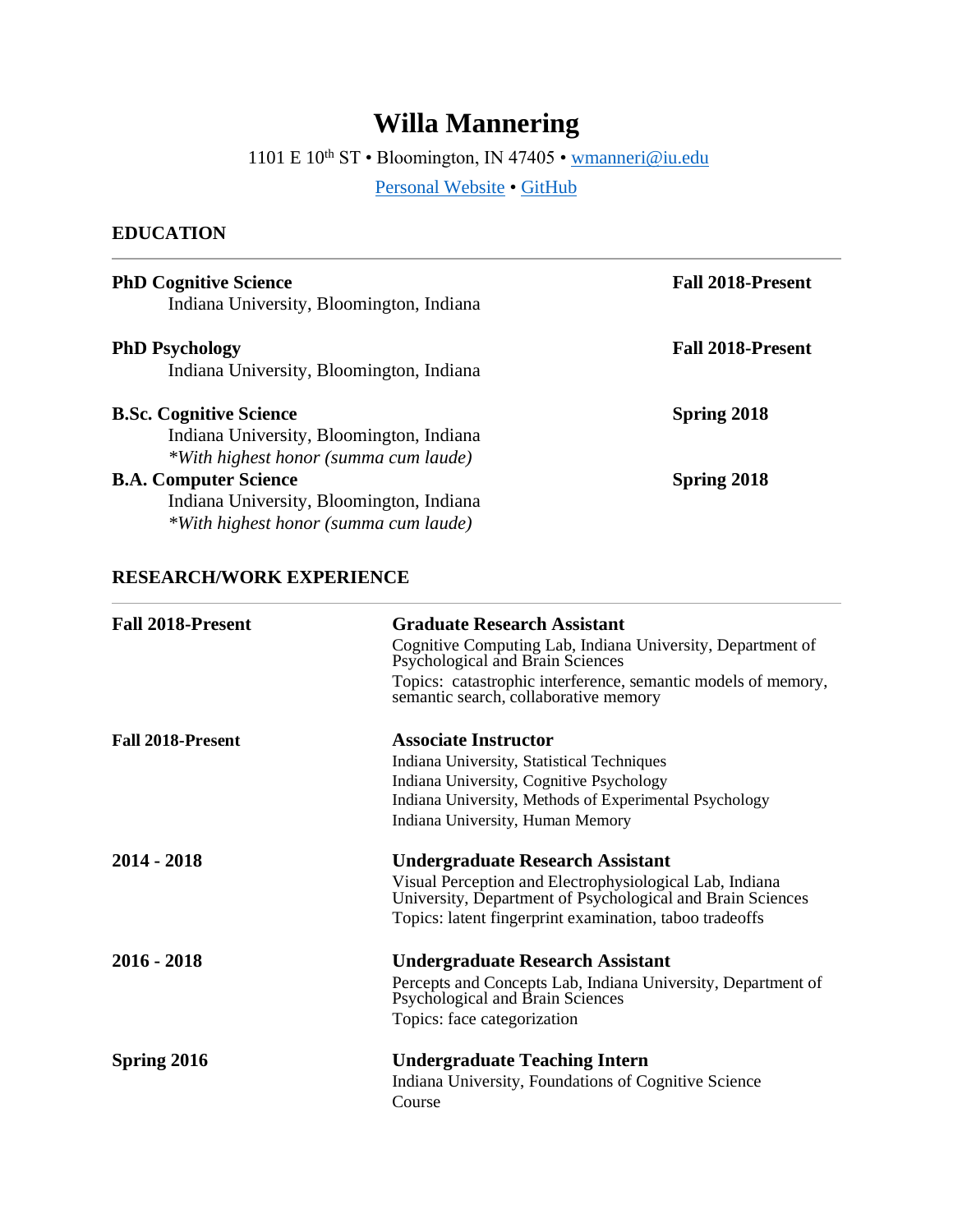# Willa Mannering

1101 E 10th ST • Bloomington, IN 47405 • wmanneri@iu.edu

Personal Website • GitHub

## EDUCATION

**PhD Cognitive Science** — **Fall 2018-Present**
Indiana University, Bloomington, Indiana

**PhD Psychology** — **Fall 2018-Present**
Indiana University, Bloomington, Indiana

**B.Sc. Cognitive Science** — **Spring 2018**
Indiana University, Bloomington, Indiana
*\*With highest honor (summa cum laude)*

**B.A. Computer Science** — **Spring 2018**
Indiana University, Bloomington, Indiana
*\*With highest honor (summa cum laude)*

## RESEARCH/WORK EXPERIENCE

**Fall 2018-Present** — **Graduate Research Assistant**
Cognitive Computing Lab, Indiana University, Department of Psychological and Brain Sciences
Topics: catastrophic interference, semantic models of memory, semantic search, collaborative memory

**Fall 2018-Present** — **Associate Instructor**
Indiana University, Statistical Techniques
Indiana University, Cognitive Psychology
Indiana University, Methods of Experimental Psychology
Indiana University, Human Memory

**2014 - 2018** — **Undergraduate Research Assistant**
Visual Perception and Electrophysiological Lab, Indiana University, Department of Psychological and Brain Sciences
Topics: latent fingerprint examination, taboo tradeoffs

**2016 - 2018** — **Undergraduate Research Assistant**
Percepts and Concepts Lab, Indiana University, Department of Psychological and Brain Sciences
Topics: face categorization

**Spring 2016** — **Undergraduate Teaching Intern**
Indiana University, Foundations of Cognitive Science Course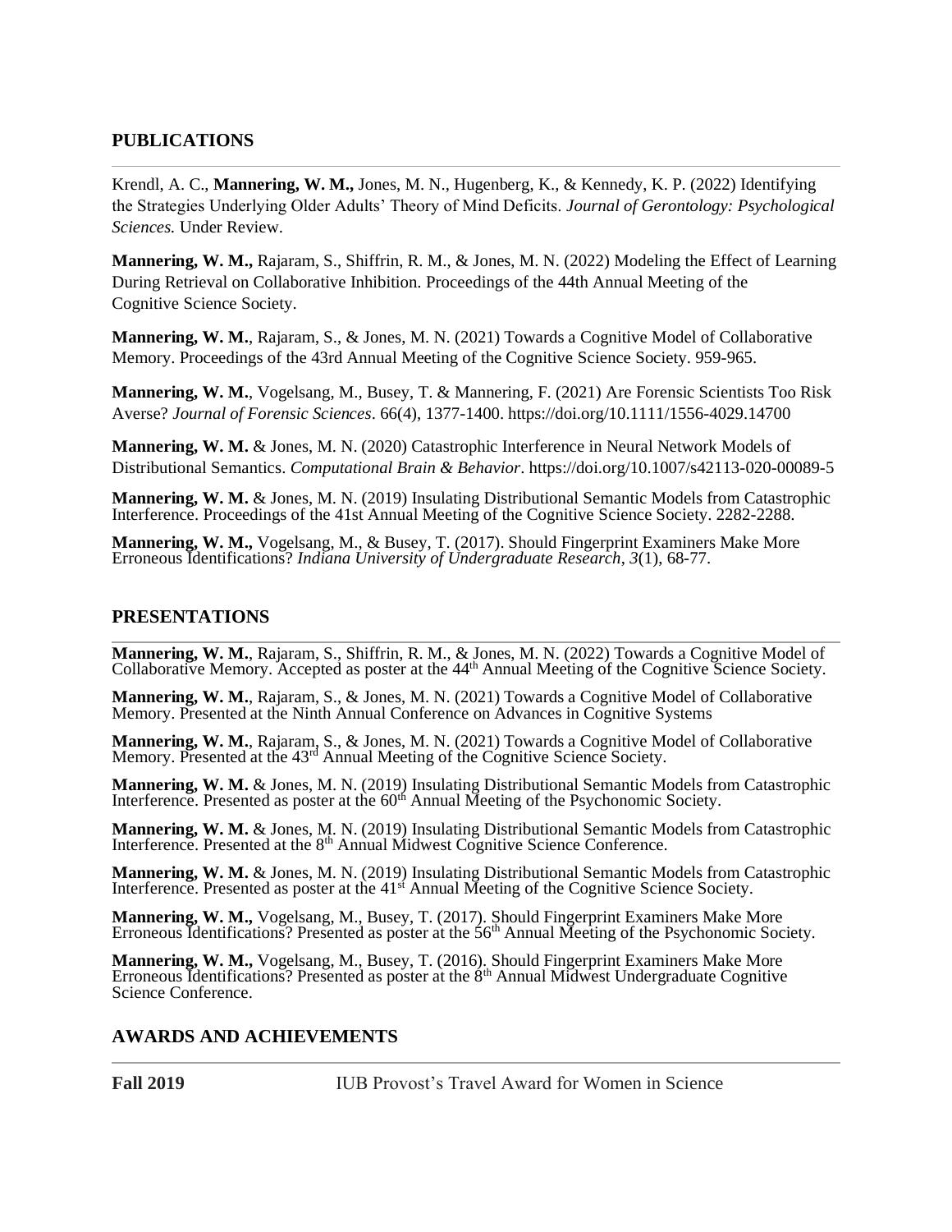## PUBLICATIONS

Krendl, A. C., **Mannering, W. M.,** Jones, M. N., Hugenberg, K., & Kennedy, K. P. (2022) Identifying the Strategies Underlying Older Adults' Theory of Mind Deficits. *Journal of Gerontology: Psychological Sciences.* Under Review.

**Mannering, W. M.,** Rajaram, S., Shiffrin, R. M., & Jones, M. N. (2022) Modeling the Effect of Learning During Retrieval on Collaborative Inhibition. Proceedings of the 44th Annual Meeting of the Cognitive Science Society.

**Mannering, W. M.**, Rajaram, S., & Jones, M. N. (2021) Towards a Cognitive Model of Collaborative Memory. Proceedings of the 43rd Annual Meeting of the Cognitive Science Society. 959-965.

**Mannering, W. M.**, Vogelsang, M., Busey, T. & Mannering, F. (2021) Are Forensic Scientists Too Risk Averse? *Journal of Forensic Sciences*. 66(4), 1377-1400. https://doi.org/10.1111/1556-4029.14700

**Mannering, W. M.** & Jones, M. N. (2020) Catastrophic Interference in Neural Network Models of Distributional Semantics. *Computational Brain & Behavior*. https://doi.org/10.1007/s42113-020-00089-5

**Mannering, W. M.** & Jones, M. N. (2019) Insulating Distributional Semantic Models from Catastrophic Interference. Proceedings of the 41st Annual Meeting of the Cognitive Science Society. 2282-2288.

**Mannering, W. M.,** Vogelsang, M., & Busey, T. (2017). Should Fingerprint Examiners Make More Erroneous Identifications? *Indiana University of Undergraduate Research*, *3*(1), 68-77.

## PRESENTATIONS

**Mannering, W. M.**, Rajaram, S., Shiffrin, R. M., & Jones, M. N. (2022) Towards a Cognitive Model of Collaborative Memory. Accepted as poster at the 44th Annual Meeting of the Cognitive Science Society.

**Mannering, W. M.**, Rajaram, S., & Jones, M. N. (2021) Towards a Cognitive Model of Collaborative Memory. Presented at the Ninth Annual Conference on Advances in Cognitive Systems

**Mannering, W. M.**, Rajaram, S., & Jones, M. N. (2021) Towards a Cognitive Model of Collaborative Memory. Presented at the 43rd Annual Meeting of the Cognitive Science Society.

**Mannering, W. M.** & Jones, M. N. (2019) Insulating Distributional Semantic Models from Catastrophic Interference. Presented as poster at the 60th Annual Meeting of the Psychonomic Society.

**Mannering, W. M.** & Jones, M. N. (2019) Insulating Distributional Semantic Models from Catastrophic Interference. Presented at the 8th Annual Midwest Cognitive Science Conference.

**Mannering, W. M.** & Jones, M. N. (2019) Insulating Distributional Semantic Models from Catastrophic Interference. Presented as poster at the 41st Annual Meeting of the Cognitive Science Society.

**Mannering, W. M.,** Vogelsang, M., Busey, T. (2017). Should Fingerprint Examiners Make More Erroneous Identifications? Presented as poster at the 56th Annual Meeting of the Psychonomic Society.

**Mannering, W. M.,** Vogelsang, M., Busey, T. (2016). Should Fingerprint Examiners Make More Erroneous Identifications? Presented as poster at the 8th Annual Midwest Undergraduate Cognitive Science Conference.

## AWARDS AND ACHIEVEMENTS

**Fall 2019** IUB Provost's Travel Award for Women in Science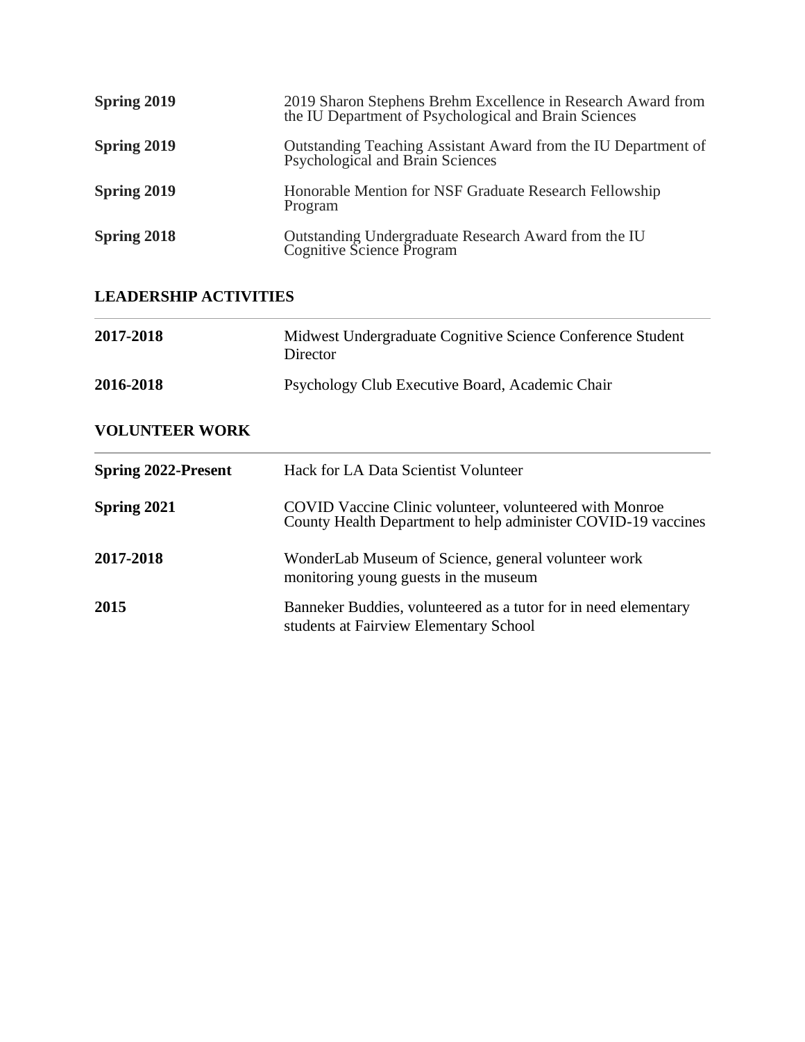| | |
|---|---|
| **Spring 2019** | 2019 Sharon Stephens Brehm Excellence in Research Award from the IU Department of Psychological and Brain Sciences |
| **Spring 2019** | Outstanding Teaching Assistant Award from the IU Department of Psychological and Brain Sciences |
| **Spring 2019** | Honorable Mention for NSF Graduate Research Fellowship Program |
| **Spring 2018** | Outstanding Undergraduate Research Award from the IU Cognitive Science Program |

## LEADERSHIP ACTIVITIES

| | |
|---|---|
| **2017-2018** | Midwest Undergraduate Cognitive Science Conference Student Director |
| **2016-2018** | Psychology Club Executive Board, Academic Chair |

## VOLUNTEER WORK

| | |
|---|---|
| **Spring 2022-Present** | Hack for LA Data Scientist Volunteer |
| **Spring 2021** | COVID Vaccine Clinic volunteer, volunteered with Monroe County Health Department to help administer COVID-19 vaccines |
| **2017-2018** | WonderLab Museum of Science, general volunteer work monitoring young guests in the museum |
| **2015** | Banneker Buddies, volunteered as a tutor for in need elementary students at Fairview Elementary School |